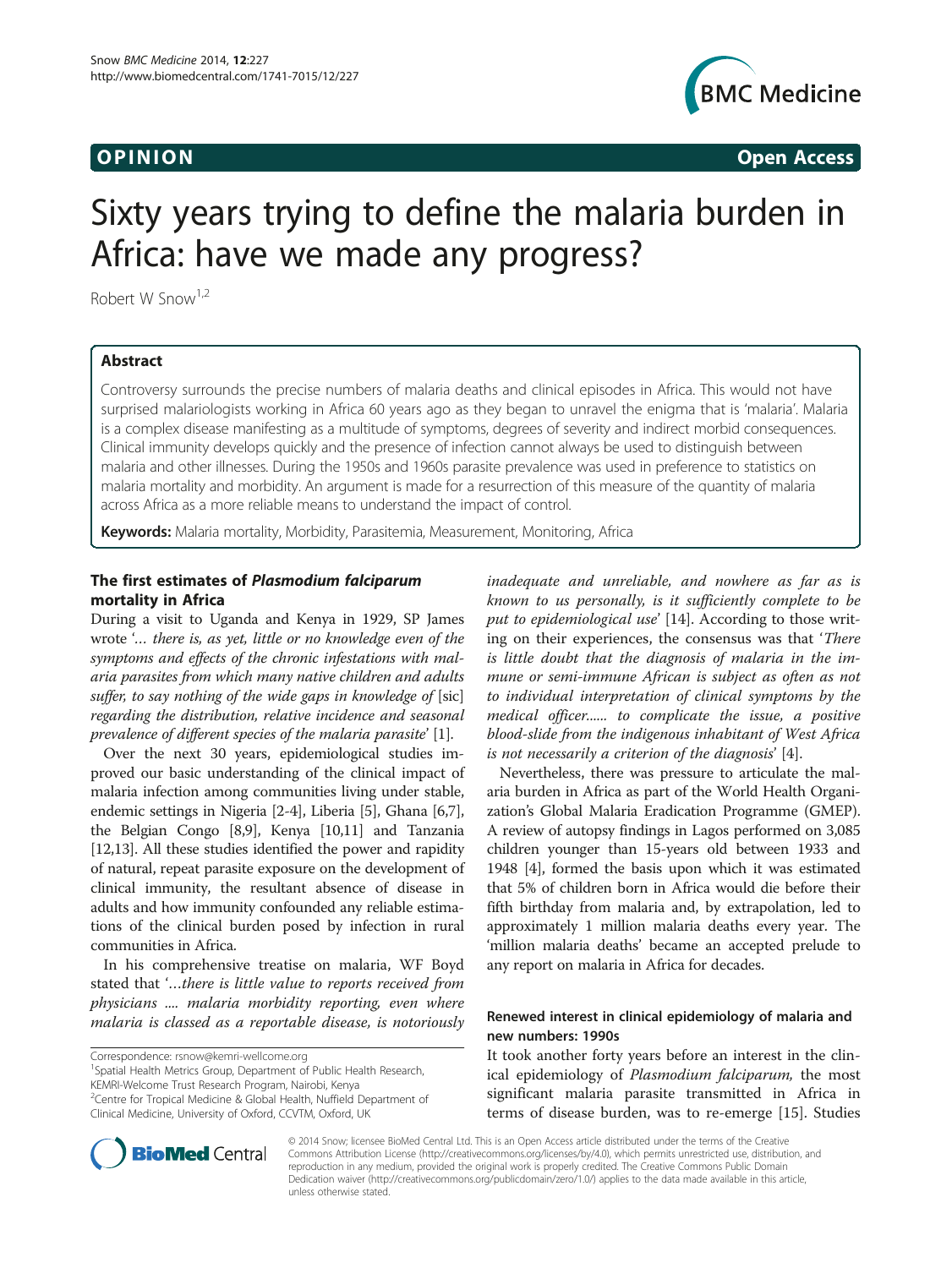OPINION Open Access

# Sixty years trying to define the malaria burden in Africa: have we made any progress?

Robert W Snow[1,2]

## Abstract

Controversy surrounds the precise numbers of malaria deaths and clinical episodes in Africa. This would not have surprised malariologists working in Africa 60 years ago as they began to unravel the enigma that is 'malaria'. Malaria is a complex disease manifesting as a multitude of symptoms, degrees of severity and indirect morbid consequences. Clinical immunity develops quickly and the presence of infection cannot always be used to distinguish between malaria and other illnesses. During the 1950s and 1960s parasite prevalence was used in preference to statistics on malaria mortality and morbidity. An argument is made for a resurrection of this measure of the quantity of malaria across Africa as a more reliable means to understand the impact of control.

**Keywords:** Malaria mortality, Morbidity, Parasitemia, Measurement, Monitoring, Africa

## The first estimates of *Plasmodium falciparum* mortality in Africa

During a visit to Uganda and Kenya in 1929, SP James wrote '*... there is, as yet, little or no knowledge even of the symptoms and effects of the chronic infestations with malaria parasites from which many native children and adults suffer, to say nothing of the wide gaps in knowledge of* [sic] *regarding the distribution, relative incidence and seasonal prevalence of different species of the malaria parasite*' [1].

Over the next 30 years, epidemiological studies improved our basic understanding of the clinical impact of malaria infection among communities living under stable, endemic settings in Nigeria [2-4], Liberia [5], Ghana [6,7], the Belgian Congo [8,9], Kenya [10,11] and Tanzania [12,13]. All these studies identified the power and rapidity of natural, repeat parasite exposure on the development of clinical immunity, the resultant absence of disease in adults and how immunity confounded any reliable estimations of the clinical burden posed by infection in rural communities in Africa.

In his comprehensive treatise on malaria, WF Boyd stated that '*...there is little value to reports received from physicians .... malaria morbidity reporting, even where malaria is classed as a reportable disease, is notoriously inadequate and unreliable, and nowhere as far as is known to us personally, is it sufficiently complete to be put to epidemiological use*' [14]. According to those writing on their experiences, the consensus was that '*There is little doubt that the diagnosis of malaria in the immune or semi-immune African is subject as often as not to individual interpretation of clinical symptoms by the medical officer...... to complicate the issue, a positive blood-slide from the indigenous inhabitant of West Africa is not necessarily a criterion of the diagnosis*' [4].

Nevertheless, there was pressure to articulate the malaria burden in Africa as part of the World Health Organization's Global Malaria Eradication Programme (GMEP). A review of autopsy findings in Lagos performed on 3,085 children younger than 15-years old between 1933 and 1948 [4], formed the basis upon which it was estimated that 5% of children born in Africa would die before their fifth birthday from malaria and, by extrapolation, led to approximately 1 million malaria deaths every year. The 'million malaria deaths' became an accepted prelude to any report on malaria in Africa for decades.

### Renewed interest in clinical epidemiology of malaria and new numbers: 1990s

It took another forty years before an interest in the clinical epidemiology of *Plasmodium falciparum,* the most significant malaria parasite transmitted in Africa in terms of disease burden, was to re-emerge [15]. Studies

Correspondence: rsnow@kemri-wellcome.org
[1]Spatial Health Metrics Group, Department of Public Health Research, KEMRI-Welcome Trust Research Program, Nairobi, Kenya
[2]Centre for Tropical Medicine & Global Health, Nuffield Department of Clinical Medicine, University of Oxford, CCVTM, Oxford, UK

© 2014 Snow; licensee BioMed Central Ltd. This is an Open Access article distributed under the terms of the Creative Commons Attribution License (http://creativecommons.org/licenses/by/4.0), which permits unrestricted use, distribution, and reproduction in any medium, provided the original work is properly credited. The Creative Commons Public Domain Dedication waiver (http://creativecommons.org/publicdomain/zero/1.0/) applies to the data made available in this article, unless otherwise stated.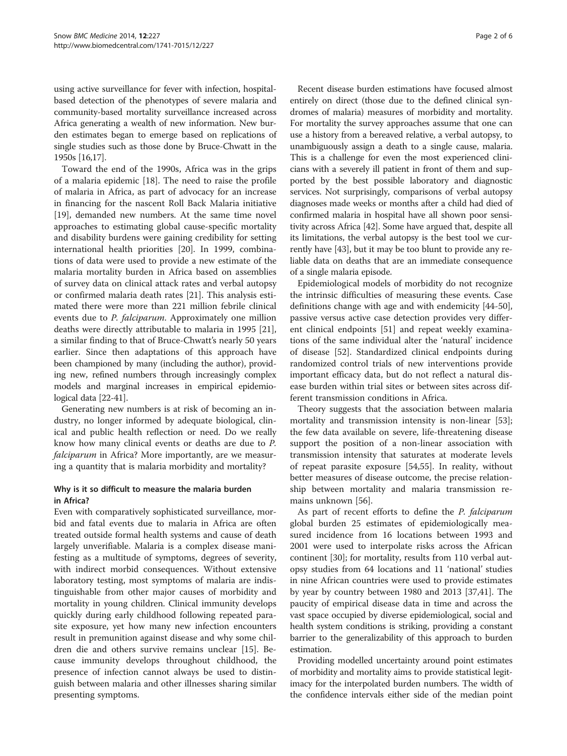using active surveillance for fever with infection, hospital-based detection of the phenotypes of severe malaria and community-based mortality surveillance increased across Africa generating a wealth of new information. New burden estimates began to emerge based on replications of single studies such as those done by Bruce-Chwatt in the 1950s [16,17].

Toward the end of the 1990s, Africa was in the grips of a malaria epidemic [18]. The need to raise the profile of malaria in Africa, as part of advocacy for an increase in financing for the nascent Roll Back Malaria initiative [19], demanded new numbers. At the same time novel approaches to estimating global cause-specific mortality and disability burdens were gaining credibility for setting international health priorities [20]. In 1999, combinations of data were used to provide a new estimate of the malaria mortality burden in Africa based on assemblies of survey data on clinical attack rates and verbal autopsy or confirmed malaria death rates [21]. This analysis estimated there were more than 221 million febrile clinical events due to *P. falciparum*. Approximately one million deaths were directly attributable to malaria in 1995 [21], a similar finding to that of Bruce-Chwatt's nearly 50 years earlier. Since then adaptations of this approach have been championed by many (including the author), providing new, refined numbers through increasingly complex models and marginal increases in empirical epidemiological data [22-41].

Generating new numbers is at risk of becoming an industry, no longer informed by adequate biological, clinical and public health reflection or need. Do we really know how many clinical events or deaths are due to *P. falciparum* in Africa? More importantly, are we measuring a quantity that is malaria morbidity and mortality?

## Why is it so difficult to measure the malaria burden in Africa?

Even with comparatively sophisticated surveillance, morbid and fatal events due to malaria in Africa are often treated outside formal health systems and cause of death largely unverifiable. Malaria is a complex disease manifesting as a multitude of symptoms, degrees of severity, with indirect morbid consequences. Without extensive laboratory testing, most symptoms of malaria are indistinguishable from other major causes of morbidity and mortality in young children. Clinical immunity develops quickly during early childhood following repeated parasite exposure, yet how many new infection encounters result in premunition against disease and why some children die and others survive remains unclear [15]. Because immunity develops throughout childhood, the presence of infection cannot always be used to distinguish between malaria and other illnesses sharing similar presenting symptoms.

Recent disease burden estimations have focused almost entirely on direct (those due to the defined clinical syndromes of malaria) measures of morbidity and mortality. For mortality the survey approaches assume that one can use a history from a bereaved relative, a verbal autopsy, to unambiguously assign a death to a single cause, malaria. This is a challenge for even the most experienced clinicians with a severely ill patient in front of them and supported by the best possible laboratory and diagnostic services. Not surprisingly, comparisons of verbal autopsy diagnoses made weeks or months after a child had died of confirmed malaria in hospital have all shown poor sensitivity across Africa [42]. Some have argued that, despite all its limitations, the verbal autopsy is the best tool we currently have [43], but it may be too blunt to provide any reliable data on deaths that are an immediate consequence of a single malaria episode.

Epidemiological models of morbidity do not recognize the intrinsic difficulties of measuring these events. Case definitions change with age and with endemicity [44-50], passive versus active case detection provides very different clinical endpoints [51] and repeat weekly examinations of the same individual alter the 'natural' incidence of disease [52]. Standardized clinical endpoints during randomized control trials of new interventions provide important efficacy data, but do not reflect a natural disease burden within trial sites or between sites across different transmission conditions in Africa.

Theory suggests that the association between malaria mortality and transmission intensity is non-linear [53]; the few data available on severe, life-threatening disease support the position of a non-linear association with transmission intensity that saturates at moderate levels of repeat parasite exposure [54,55]. In reality, without better measures of disease outcome, the precise relationship between mortality and malaria transmission remains unknown [56].

As part of recent efforts to define the *P. falciparum* global burden 25 estimates of epidemiologically measured incidence from 16 locations between 1993 and 2001 were used to interpolate risks across the African continent [30]; for mortality, results from 110 verbal autopsy studies from 64 locations and 11 'national' studies in nine African countries were used to provide estimates by year by country between 1980 and 2013 [37,41]. The paucity of empirical disease data in time and across the vast space occupied by diverse epidemiological, social and health system conditions is striking, providing a constant barrier to the generalizability of this approach to burden estimation.

Providing modelled uncertainty around point estimates of morbidity and mortality aims to provide statistical legitimacy for the interpolated burden numbers. The width of the confidence intervals either side of the median point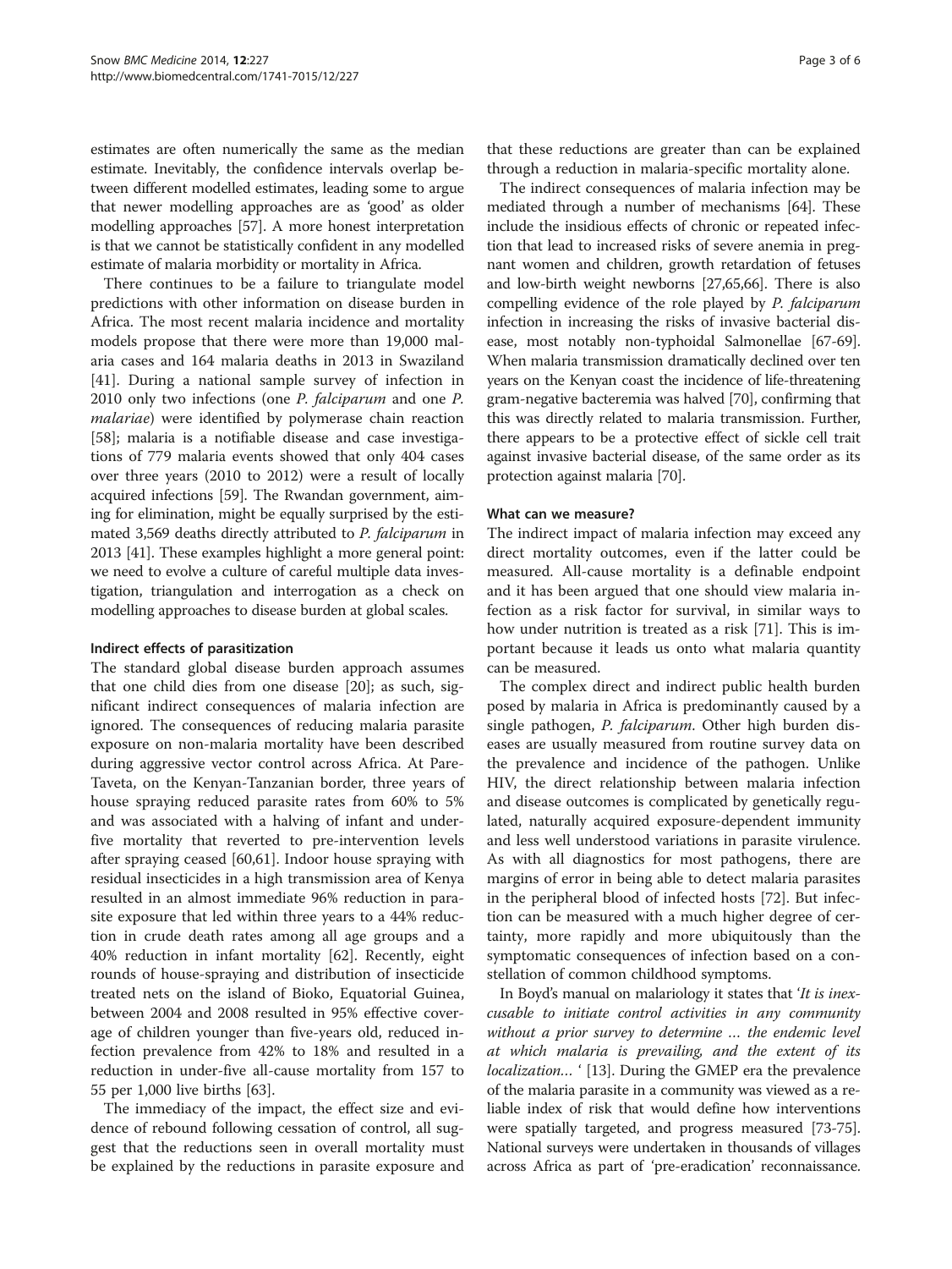estimates are often numerically the same as the median estimate. Inevitably, the confidence intervals overlap between different modelled estimates, leading some to argue that newer modelling approaches are as 'good' as older modelling approaches [57]. A more honest interpretation is that we cannot be statistically confident in any modelled estimate of malaria morbidity or mortality in Africa.

There continues to be a failure to triangulate model predictions with other information on disease burden in Africa. The most recent malaria incidence and mortality models propose that there were more than 19,000 malaria cases and 164 malaria deaths in 2013 in Swaziland [41]. During a national sample survey of infection in 2010 only two infections (one *P. falciparum* and one *P. malariae*) were identified by polymerase chain reaction [58]; malaria is a notifiable disease and case investigations of 779 malaria events showed that only 404 cases over three years (2010 to 2012) were a result of locally acquired infections [59]. The Rwandan government, aiming for elimination, might be equally surprised by the estimated 3,569 deaths directly attributed to *P. falciparum* in 2013 [41]. These examples highlight a more general point: we need to evolve a culture of careful multiple data investigation, triangulation and interrogation as a check on modelling approaches to disease burden at global scales.

#### Indirect effects of parasitization

The standard global disease burden approach assumes that one child dies from one disease [20]; as such, significant indirect consequences of malaria infection are ignored. The consequences of reducing malaria parasite exposure on non-malaria mortality have been described during aggressive vector control across Africa. At Pare-Taveta, on the Kenyan-Tanzanian border, three years of house spraying reduced parasite rates from 60% to 5% and was associated with a halving of infant and under-five mortality that reverted to pre-intervention levels after spraying ceased [60,61]. Indoor house spraying with residual insecticides in a high transmission area of Kenya resulted in an almost immediate 96% reduction in parasite exposure that led within three years to a 44% reduction in crude death rates among all age groups and a 40% reduction in infant mortality [62]. Recently, eight rounds of house-spraying and distribution of insecticide treated nets on the island of Bioko, Equatorial Guinea, between 2004 and 2008 resulted in 95% effective coverage of children younger than five-years old, reduced infection prevalence from 42% to 18% and resulted in a reduction in under-five all-cause mortality from 157 to 55 per 1,000 live births [63].

The immediacy of the impact, the effect size and evidence of rebound following cessation of control, all suggest that the reductions seen in overall mortality must be explained by the reductions in parasite exposure and that these reductions are greater than can be explained through a reduction in malaria-specific mortality alone.

The indirect consequences of malaria infection may be mediated through a number of mechanisms [64]. These include the insidious effects of chronic or repeated infection that lead to increased risks of severe anemia in pregnant women and children, growth retardation of fetuses and low-birth weight newborns [27,65,66]. There is also compelling evidence of the role played by *P. falciparum* infection in increasing the risks of invasive bacterial disease, most notably non-typhoidal Salmonellae [67-69]. When malaria transmission dramatically declined over ten years on the Kenyan coast the incidence of life-threatening gram-negative bacteremia was halved [70], confirming that this was directly related to malaria transmission. Further, there appears to be a protective effect of sickle cell trait against invasive bacterial disease, of the same order as its protection against malaria [70].

#### What can we measure?

The indirect impact of malaria infection may exceed any direct mortality outcomes, even if the latter could be measured. All-cause mortality is a definable endpoint and it has been argued that one should view malaria infection as a risk factor for survival, in similar ways to how under nutrition is treated as a risk [71]. This is important because it leads us onto what malaria quantity can be measured.

The complex direct and indirect public health burden posed by malaria in Africa is predominantly caused by a single pathogen, *P. falciparum*. Other high burden diseases are usually measured from routine survey data on the prevalence and incidence of the pathogen. Unlike HIV, the direct relationship between malaria infection and disease outcomes is complicated by genetically regulated, naturally acquired exposure-dependent immunity and less well understood variations in parasite virulence. As with all diagnostics for most pathogens, there are margins of error in being able to detect malaria parasites in the peripheral blood of infected hosts [72]. But infection can be measured with a much higher degree of certainty, more rapidly and more ubiquitously than the symptomatic consequences of infection based on a constellation of common childhood symptoms.

In Boyd's manual on malariology it states that '*It is inexcusable to initiate control activities in any community without a prior survey to determine … the endemic level at which malaria is prevailing, and the extent of its localization…* ' [13]. During the GMEP era the prevalence of the malaria parasite in a community was viewed as a reliable index of risk that would define how interventions were spatially targeted, and progress measured [73-75]. National surveys were undertaken in thousands of villages across Africa as part of 'pre-eradication' reconnaissance.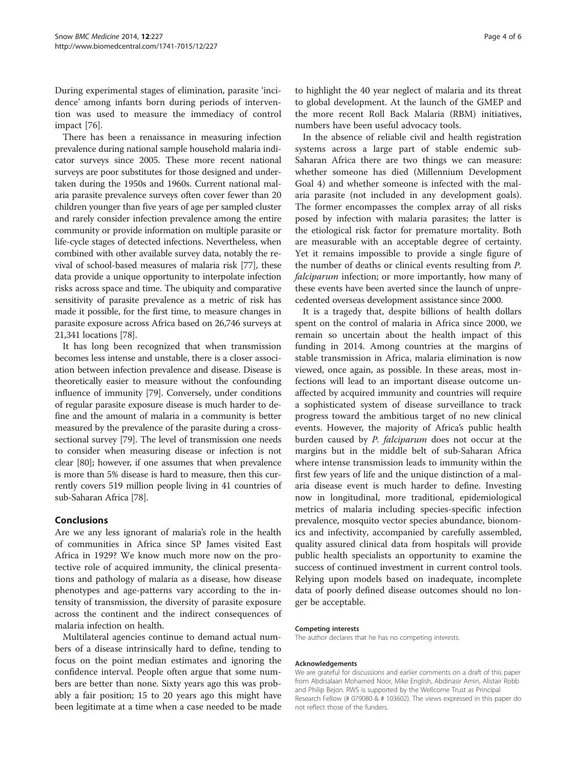During experimental stages of elimination, parasite 'incidence' among infants born during periods of intervention was used to measure the immediacy of control impact [76].

There has been a renaissance in measuring infection prevalence during national sample household malaria indicator surveys since 2005. These more recent national surveys are poor substitutes for those designed and undertaken during the 1950s and 1960s. Current national malaria parasite prevalence surveys often cover fewer than 20 children younger than five years of age per sampled cluster and rarely consider infection prevalence among the entire community or provide information on multiple parasite or life-cycle stages of detected infections. Nevertheless, when combined with other available survey data, notably the revival of school-based measures of malaria risk [77], these data provide a unique opportunity to interpolate infection risks across space and time. The ubiquity and comparative sensitivity of parasite prevalence as a metric of risk has made it possible, for the first time, to measure changes in parasite exposure across Africa based on 26,746 surveys at 21,341 locations [78].

It has long been recognized that when transmission becomes less intense and unstable, there is a closer association between infection prevalence and disease. Disease is theoretically easier to measure without the confounding influence of immunity [79]. Conversely, under conditions of regular parasite exposure disease is much harder to define and the amount of malaria in a community is better measured by the prevalence of the parasite during a cross-sectional survey [79]. The level of transmission one needs to consider when measuring disease or infection is not clear [80]; however, if one assumes that when prevalence is more than 5% disease is hard to measure, then this currently covers 519 million people living in 41 countries of sub-Saharan Africa [78].

## Conclusions

Are we any less ignorant of malaria's role in the health of communities in Africa since SP James visited East Africa in 1929? We know much more now on the protective role of acquired immunity, the clinical presentations and pathology of malaria as a disease, how disease phenotypes and age-patterns vary according to the intensity of transmission, the diversity of parasite exposure across the continent and the indirect consequences of malaria infection on health.

Multilateral agencies continue to demand actual numbers of a disease intrinsically hard to define, tending to focus on the point median estimates and ignoring the confidence interval. People often argue that some numbers are better than none. Sixty years ago this was probably a fair position; 15 to 20 years ago this might have been legitimate at a time when a case needed to be made to highlight the 40 year neglect of malaria and its threat to global development. At the launch of the GMEP and the more recent Roll Back Malaria (RBM) initiatives, numbers have been useful advocacy tools.

In the absence of reliable civil and health registration systems across a large part of stable endemic sub-Saharan Africa there are two things we can measure: whether someone has died (Millennium Development Goal 4) and whether someone is infected with the malaria parasite (not included in any development goals). The former encompasses the complex array of all risks posed by infection with malaria parasites; the latter is the etiological risk factor for premature mortality. Both are measurable with an acceptable degree of certainty. Yet it remains impossible to provide a single figure of the number of deaths or clinical events resulting from *P. falciparum* infection; or more importantly, how many of these events have been averted since the launch of unprecedented overseas development assistance since 2000.

It is a tragedy that, despite billions of health dollars spent on the control of malaria in Africa since 2000, we remain so uncertain about the health impact of this funding in 2014. Among countries at the margins of stable transmission in Africa, malaria elimination is now viewed, once again, as possible. In these areas, most infections will lead to an important disease outcome unaffected by acquired immunity and countries will require a sophisticated system of disease surveillance to track progress toward the ambitious target of no new clinical events. However, the majority of Africa's public health burden caused by *P. falciparum* does not occur at the margins but in the middle belt of sub-Saharan Africa where intense transmission leads to immunity within the first few years of life and the unique distinction of a malaria disease event is much harder to define. Investing now in longitudinal, more traditional, epidemiological metrics of malaria including species-specific infection prevalence, mosquito vector species abundance, bionomics and infectivity, accompanied by carefully assembled, quality assured clinical data from hospitals will provide public health specialists an opportunity to examine the success of continued investment in current control tools. Relying upon models based on inadequate, incomplete data of poorly defined disease outcomes should no longer be acceptable.

#### Competing interests

The author declares that he has no competing interests.

#### Acknowledgements

We are grateful for discussions and earlier comments on a draft of this paper from Abdisalaan Mohamed Noor, Mike English, Abdinasir Amin, Alistair Robb and Philip Bejon. RWS is supported by the Wellcome Trust as Principal Research Fellow (# 079080 & # 103602). The views expressed in this paper do not reflect those of the funders.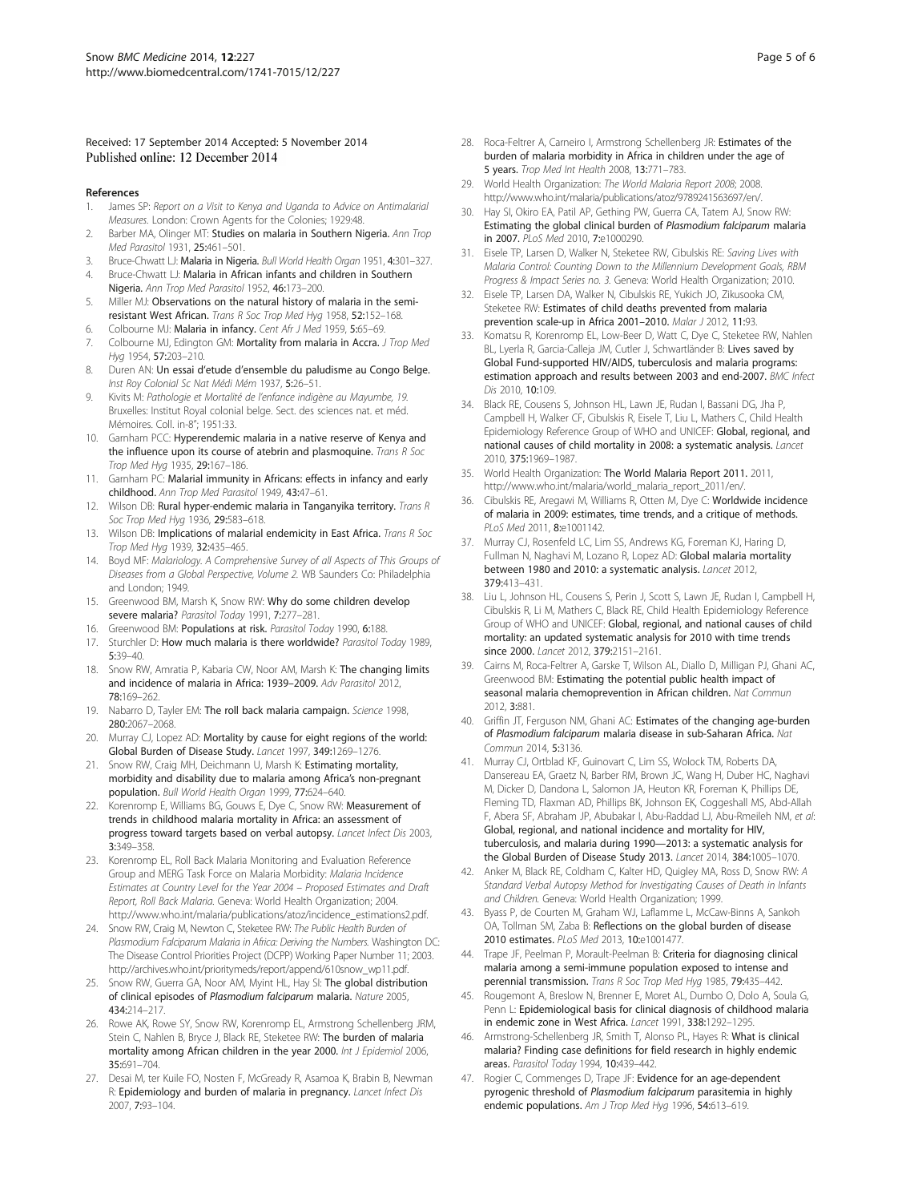Received: 17 September 2014 Accepted: 5 November 2014
Published online: 12 December 2014

## References

1. James SP: *Report on a Visit to Kenya and Uganda to Advice on Antimalarial Measures.* London: Crown Agents for the Colonies; 1929:48.
2. Barber MA, Olinger MT: **Studies on malaria in Southern Nigeria.** *Ann Trop Med Parasitol* 1931, **25:**461–501.
3. Bruce-Chwatt LJ: **Malaria in Nigeria.** *Bull World Health Organ* 1951, **4:**301–327.
4. Bruce-Chwatt LJ: **Malaria in African infants and children in Southern Nigeria.** *Ann Trop Med Parasitol* 1952, **46:**173–200.
5. Miller MJ: **Observations on the natural history of malaria in the semi-resistant West African.** *Trans R Soc Trop Med Hyg* 1958, **52:**152–168.
6. Colbourne MJ: **Malaria in infancy.** *Cent Afr J Med* 1959, **5:**65–69.
7. Colbourne MJ, Edington GM: **Mortality from malaria in Accra.** *J Trop Med Hyg* 1954, **57:**203–210.
8. Duren AN: **Un essai d'etude d'ensemble du paludisme au Congo Belge.** *Inst Roy Colonial Sc Nat Médi Mém* 1937, **5:**26–51.
9. Kivits M: *Pathologie et Mortalité de l'enfance indigène au Mayumbe, 19.* Bruxelles: Institut Royal colonial belge. Sect. des sciences nat. et méd. Mémoires. Coll. in-8°; 1951:33.
10. Garnham PCC: **Hyperendemic malaria in a native reserve of Kenya and the influence upon its course of atebrin and plasmoquine.** *Trans R Soc Trop Med Hyg* 1935, **29:**167–186.
11. Garnham PC: **Malarial immunity in Africans: effects in infancy and early childhood.** *Ann Trop Med Parasitol* 1949, **43:**47–61.
12. Wilson DB: **Rural hyper-endemic malaria in Tanganyika territory.** *Trans R Soc Trop Med Hyg* 1936, **29:**583–618.
13. Wilson DB: **Implications of malarial endemicity in East Africa.** *Trans R Soc Trop Med Hyg* 1939, **32:**435–465.
14. Boyd MF: *Malariology. A Comprehensive Survey of all Aspects of This Groups of Diseases from a Global Perspective, Volume 2.* WB Saunders Co: Philadelphia and London; 1949.
15. Greenwood BM, Marsh K, Snow RW: **Why do some children develop severe malaria?** *Parasitol Today* 1991, **7:**277–281.
16. Greenwood BM: **Populations at risk.** *Parasitol Today* 1990, **6:**188.
17. Sturchler D: **How much malaria is there worldwide?** *Parasitol Today* 1989, **5:**39–40.
18. Snow RW, Amratia P, Kabaria CW, Noor AM, Marsh K: **The changing limits and incidence of malaria in Africa: 1939–2009.** *Adv Parasitol* 2012, **78:**169–262.
19. Nabarro D, Tayler EM: **The roll back malaria campaign.** *Science* 1998, **280:**2067–2068.
20. Murray CJ, Lopez AD: **Mortality by cause for eight regions of the world: Global Burden of Disease Study.** *Lancet* 1997, **349:**1269–1276.
21. Snow RW, Craig MH, Deichmann U, Marsh K: **Estimating mortality, morbidity and disability due to malaria among Africa's non-pregnant population.** *Bull World Health Organ* 1999, **77:**624–640.
22. Korenromp E, Williams BG, Gouws E, Dye C, Snow RW: **Measurement of trends in childhood malaria mortality in Africa: an assessment of progress toward targets based on verbal autopsy.** *Lancet Infect Dis* 2003, **3:**349–358.
23. Korenromp EL, Roll Back Malaria Monitoring and Evaluation Reference Group and MERG Task Force on Malaria Morbidity: *Malaria Incidence Estimates at Country Level for the Year 2004 – Proposed Estimates and Draft Report, Roll Back Malaria.* Geneva: World Health Organization; 2004. http://www.who.int/malaria/publications/atoz/incidence_estimations2.pdf.
24. Snow RW, Craig M, Newton C, Steketee RW: *The Public Health Burden of Plasmodium Falciparum Malaria in Africa: Deriving the Numbers.* Washington DC: The Disease Control Priorities Project (DCPP) Working Paper Number 11; 2003. http://archives.who.int/prioritymeds/report/append/610snow_wp11.pdf.
25. Snow RW, Guerra GA, Noor AM, Myint HL, Hay SI: **The global distribution of clinical episodes of** ***Plasmodium falciparum*** **malaria.** *Nature* 2005, **434:**214–217.
26. Rowe AK, Rowe SY, Snow RW, Korenromp EL, Armstrong Schellenberg JRM, Stein C, Nahlen B, Bryce J, Black RE, Steketee RW: **The burden of malaria mortality among African children in the year 2000.** *Int J Epidemiol* 2006, **35:**691–704.
27. Desai M, ter Kuile FO, Nosten F, McGready R, Asamoa K, Brabin B, Newman R: **Epidemiology and burden of malaria in pregnancy.** *Lancet Infect Dis* 2007, **7:**93–104.
28. Roca-Feltrer A, Carneiro I, Armstrong Schellenberg JR: **Estimates of the burden of malaria morbidity in Africa in children under the age of 5 years.** *Trop Med Int Health* 2008, **13:**771–783.
29. World Health Organization: *The World Malaria Report 2008*; 2008. http://www.who.int/malaria/publications/atoz/9789241563697/en/.
30. Hay SI, Okiro EA, Patil AP, Gething PW, Guerra CA, Tatem AJ, Snow RW: **Estimating the global clinical burden of** ***Plasmodium falciparum*** **malaria in 2007.** *PLoS Med* 2010, **7:**e1000290.
31. Eisele TP, Larsen D, Walker N, Steketee RW, Cibulskis RE: *Saving Lives with Malaria Control: Counting Down to the Millennium Development Goals, RBM Progress & Impact Series no. 3.* Geneva: World Health Organization; 2010.
32. Eisele TP, Larsen DA, Walker N, Cibulskis RE, Yukich JO, Zikusooka CM, Steketee RW: **Estimates of child deaths prevented from malaria prevention scale-up in Africa 2001–2010.** *Malar J* 2012, **11:**93.
33. Komatsu R, Korenromp EL, Low-Beer D, Watt C, Dye C, Steketee RW, Nahlen BL, Lyerla R, Garcia-Calleja JM, Cutler J, Schwartländer B: **Lives saved by Global Fund-supported HIV/AIDS, tuberculosis and malaria programs: estimation approach and results between 2003 and end-2007.** *BMC Infect Dis* 2010, **10:**109.
34. Black RE, Cousens S, Johnson HL, Lawn JE, Rudan I, Bassani DG, Jha P, Campbell H, Walker CF, Cibulskis R, Eisele T, Liu L, Mathers C, Child Health Epidemiology Reference Group of WHO and UNICEF: **Global, regional, and national causes of child mortality in 2008: a systematic analysis.** *Lancet* 2010, **375:**1969–1987.
35. World Health Organization: **The World Malaria Report 2011.** 2011, http://www.who.int/malaria/world_malaria_report_2011/en/.
36. Cibulskis RE, Aregawi M, Williams R, Otten M, Dye C: **Worldwide incidence of malaria in 2009: estimates, time trends, and a critique of methods.** *PLoS Med* 2011, **8:**e1001142.
37. Murray CJ, Rosenfeld LC, Lim SS, Andrews KG, Foreman KJ, Haring D, Fullman N, Naghavi M, Lozano R, Lopez AD: **Global malaria mortality between 1980 and 2010: a systematic analysis.** *Lancet* 2012, **379:**413–431.
38. Liu L, Johnson HL, Cousens S, Perin J, Scott S, Lawn JE, Rudan I, Campbell H, Cibulskis R, Li M, Mathers C, Black RE, Child Health Epidemiology Reference Group of WHO and UNICEF: **Global, regional, and national causes of child mortality: an updated systematic analysis for 2010 with time trends since 2000.** *Lancet* 2012, **379:**2151–2161.
39. Cairns M, Roca-Feltrer A, Garske T, Wilson AL, Diallo D, Milligan PJ, Ghani AC, Greenwood BM: **Estimating the potential public health impact of seasonal malaria chemoprevention in African children.** *Nat Commun* 2012, **3:**881.
40. Griffin JT, Ferguson NM, Ghani AC: **Estimates of the changing age-burden of** ***Plasmodium falciparum*** **malaria disease in sub-Saharan Africa.** *Nat Commun* 2014, **5:**3136.
41. Murray CJ, Ortblad KF, Guinovart C, Lim SS, Wolock TM, Roberts DA, Dansereau EA, Graetz N, Barber RM, Brown JC, Wang H, Duber HC, Naghavi M, Dicker D, Dandona L, Salomon JA, Heuton KR, Foreman K, Phillips DE, Fleming TD, Flaxman AD, Phillips BK, Johnson EK, Coggeshall MS, Abd-Allah F, Abera SF, Abraham JP, Abubakar I, Abu-Raddad LJ, Abu-Rmeileh NM, *et al*: **Global, regional, and national incidence and mortality for HIV, tuberculosis, and malaria during 1990—2013: a systematic analysis for the Global Burden of Disease Study 2013.** *Lancet* 2014, **384:**1005–1070.
42. Anker M, Black RE, Coldham C, Kalter HD, Quigley MA, Ross D, Snow RW: *A Standard Verbal Autopsy Method for Investigating Causes of Death in Infants and Children.* Geneva: World Health Organization; 1999.
43. Byass P, de Courten M, Graham WJ, Laflamme L, McCaw-Binns A, Sankoh OA, Tollman SM, Zaba B: **Reflections on the global burden of disease 2010 estimates.** *PLoS Med* 2013, **10:**e1001477.
44. Trape JF, Peelman P, Morault-Peelman B: **Criteria for diagnosing clinical malaria among a semi-immune population exposed to intense and perennial transmission.** *Trans R Soc Trop Med Hyg* 1985, **79:**435–442.
45. Rougemont A, Breslow N, Brenner E, Moret AL, Dumbo O, Dolo A, Soula G, Penn L: **Epidemiological basis for clinical diagnosis of childhood malaria in endemic zone in West Africa.** *Lancet* 1991, **338:**1292–1295.
46. Armstrong-Schellenberg JR, Smith T, Alonso PL, Hayes R: **What is clinical malaria? Finding case definitions for field research in highly endemic areas.** *Parasitol Today* 1994, **10:**439–442.
47. Rogier C, Commenges D, Trape JF: **Evidence for an age-dependent pyrogenic threshold of** ***Plasmodium falciparum*** **parasitemia in highly endemic populations.** *Am J Trop Med Hyg* 1996, **54:**613–619.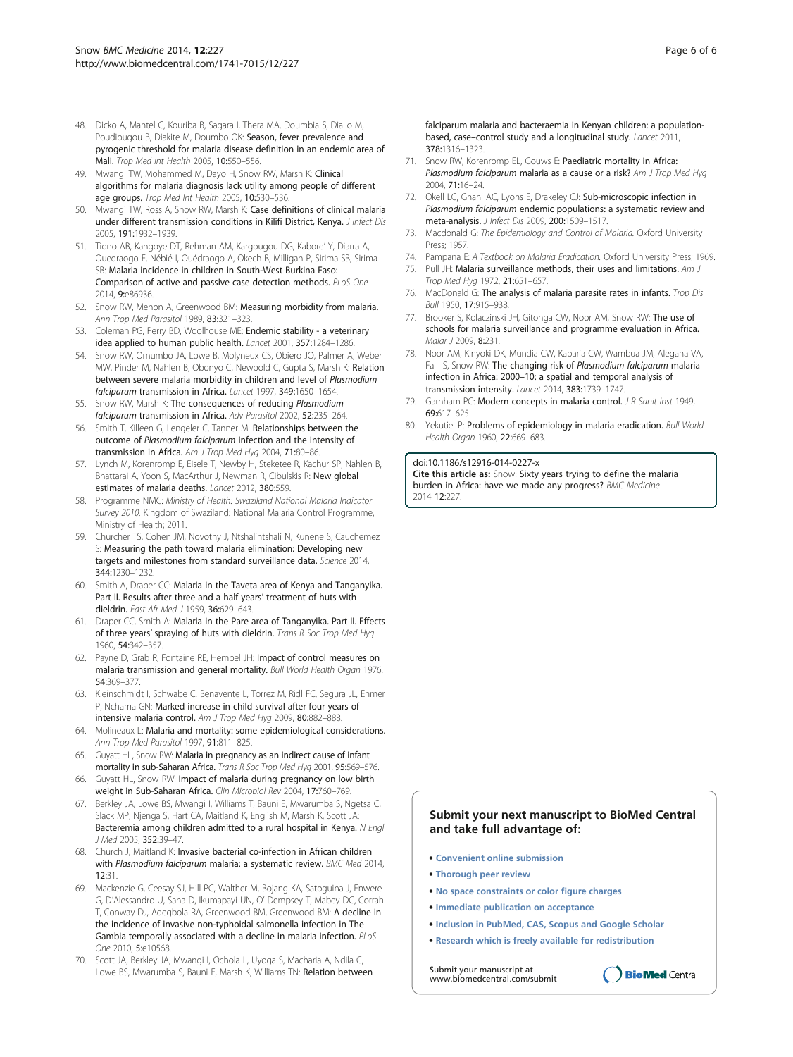48. Dicko A, Mantel C, Kouriba B, Sagara I, Thera MA, Doumbia S, Diallo M, Poudiougou B, Diakite M, Doumbo OK: **Season, fever prevalence and pyrogenic threshold for malaria disease definition in an endemic area of Mali.** *Trop Med Int Health* 2005, **10:**550–556.
49. Mwangi TW, Mohammed M, Dayo H, Snow RW, Marsh K: **Clinical algorithms for malaria diagnosis lack utility among people of different age groups.** *Trop Med Int Health* 2005, **10:**530–536.
50. Mwangi TW, Ross A, Snow RW, Marsh K: **Case definitions of clinical malaria under different transmission conditions in Kilifi District, Kenya.** *J Infect Dis* 2005, **191:**1932–1939.
51. Tiono AB, Kangoye DT, Rehman AM, Kargougou DG, Kabore' Y, Diarra A, Ouedraogo E, Nébié I, Ouédraogo A, Okech B, Milligan P, Sirima SB, Sirima SB: **Malaria incidence in children in South-West Burkina Faso: Comparison of active and passive case detection methods.** *PLoS One* 2014, **9:**e86936.
52. Snow RW, Menon A, Greenwood BM: **Measuring morbidity from malaria.** *Ann Trop Med Parasitol* 1989, **83:**321–323.
53. Coleman PG, Perry BD, Woolhouse ME: **Endemic stability - a veterinary idea applied to human public health.** *Lancet* 2001, **357:**1284–1286.
54. Snow RW, Omumbo JA, Lowe B, Molyneux CS, Obiero JO, Palmer A, Weber MW, Pinder M, Nahlen B, Obonyo C, Newbold C, Gupta S, Marsh K: **Relation between severe malaria morbidity in children and level of *Plasmodium falciparum* transmission in Africa.** *Lancet* 1997, **349:**1650–1654.
55. Snow RW, Marsh K: **The consequences of reducing *Plasmodium falciparum* transmission in Africa.** *Adv Parasitol* 2002, **52:**235–264.
56. Smith T, Killeen G, Lengeler C, Tanner M: **Relationships between the outcome of *Plasmodium falciparum* infection and the intensity of transmission in Africa.** *Am J Trop Med Hyg* 2004, **71:**80–86.
57. Lynch M, Korenromp E, Eisele T, Newby H, Steketee R, Kachur SP, Nahlen B, Bhattarai A, Yoon S, MacArthur J, Newman R, Cibulskis R: **New global estimates of malaria deaths.** *Lancet* 2012, **380:**559.
58. Programme NMC: *Ministry of Health: Swaziland National Malaria Indicator Survey 2010.* Kingdom of Swaziland: National Malaria Control Programme, Ministry of Health; 2011.
59. Churcher TS, Cohen JM, Novotny J, Ntshalintshali N, Kunene S, Cauchemez S: **Measuring the path toward malaria elimination: Developing new targets and milestones from standard surveillance data.** *Science* 2014, **344:**1230–1232.
60. Smith A, Draper CC: **Malaria in the Taveta area of Kenya and Tanganyika. Part II. Results after three and a half years' treatment of huts with dieldrin.** *East Afr Med J* 1959, **36:**629–643.
61. Draper CC, Smith A: **Malaria in the Pare area of Tanganyika. Part II. Effects of three years' spraying of huts with dieldrin.** *Trans R Soc Trop Med Hyg* 1960, **54:**342–357.
62. Payne D, Grab R, Fontaine RE, Hempel JH: **Impact of control measures on malaria transmission and general mortality.** *Bull World Health Organ* 1976, **54:**369–377.
63. Kleinschmidt I, Schwabe C, Benavente L, Torrez M, Ridl FC, Segura JL, Ehmer P, Nchama GN: **Marked increase in child survival after four years of intensive malaria control.** *Am J Trop Med Hyg* 2009, **80:**882–888.
64. Molineaux L: **Malaria and mortality: some epidemiological considerations.** *Ann Trop Med Parasitol* 1997, **91:**811–825.
65. Guyatt HL, Snow RW: **Malaria in pregnancy as an indirect cause of infant mortality in sub-Saharan Africa.** *Trans R Soc Trop Med Hyg* 2001, **95:**569–576.
66. Guyatt HL, Snow RW: **Impact of malaria during pregnancy on low birth weight in Sub-Saharan Africa.** *Clin Microbiol Rev* 2004, **17:**760–769.
67. Berkley JA, Lowe BS, Mwangi I, Williams T, Bauni E, Mwarumba S, Ngetsa C, Slack MP, Njenga S, Hart CA, Maitland K, English M, Marsh K, Scott JA: **Bacteremia among children admitted to a rural hospital in Kenya.** *N Engl J Med* 2005, **352:**39–47.
68. Church J, Maitland K: **Invasive bacterial co-infection in African children with *Plasmodium falciparum* malaria: a systematic review.** *BMC Med* 2014, **12:**31.
69. Mackenzie G, Ceesay SJ, Hill PC, Walther M, Bojang KA, Satoguina J, Enwere G, D'Alessandro U, Saha D, Ikumapayi UN, O' Dempsey T, Mabey DC, Corrah T, Conway DJ, Adegbola RA, Greenwood BM, Greenwood BM: **A decline in the incidence of invasive non-typhoidal salmonella infection in The Gambia temporally associated with a decline in malaria infection.** *PLoS One* 2010, **5:**e10568.
70. Scott JA, Berkley JA, Mwangi I, Ochola L, Uyoga S, Macharia A, Ndila C, Lowe BS, Mwarumba S, Bauni E, Marsh K, Williams TN: **Relation between falciparum malaria and bacteraemia in Kenyan children: a population-based, case–control study and a longitudinal study.** *Lancet* 2011, **378:**1316–1323.
71. Snow RW, Korenromp EL, Gouws E: **Paediatric mortality in Africa: *Plasmodium falciparum* malaria as a cause or a risk?** *Am J Trop Med Hyg* 2004, **71:**16–24.
72. Okell LC, Ghani AC, Lyons E, Drakeley CJ: **Sub-microscopic infection in *Plasmodium falciparum* endemic populations: a systematic review and meta-analysis.** *J Infect Dis* 2009, **200:**1509–1517.
73. Macdonald G: *The Epidemiology and Control of Malaria.* Oxford University Press; 1957.
74. Pampana E: *A Textbook on Malaria Eradication.* Oxford University Press; 1969.
75. Pull JH: **Malaria surveillance methods, their uses and limitations.** *Am J Trop Med Hyg* 1972, **21:**651–657.
76. MacDonald G: **The analysis of malaria parasite rates in infants.** *Trop Dis Bull* 1950, **17:**915–938.
77. Brooker S, Kolaczinski JH, Gitonga CW, Noor AM, Snow RW: **The use of schools for malaria surveillance and programme evaluation in Africa.** *Malar J* 2009, **8:**231.
78. Noor AM, Kinyoki DK, Mundia CW, Kabaria CW, Wambua JM, Alegana VA, Fall IS, Snow RW: **The changing risk of *Plasmodium falciparum* malaria infection in Africa: 2000–10: a spatial and temporal analysis of transmission intensity.** *Lancet* 2014, **383:**1739–1747.
79. Garnham PC: **Modern concepts in malaria control.** *J R Sanit Inst* 1949, **69:**617–625.
80. Yekutiel P: **Problems of epidemiology in malaria eradication.** *Bull World Health Organ* 1960, **22:**669–683.

doi:10.1186/s12916-014-0227-x
**Cite this article as:** Snow: Sixty years trying to define the malaria burden in Africa: have we made any progress? *BMC Medicine* 2014 **12**:227.